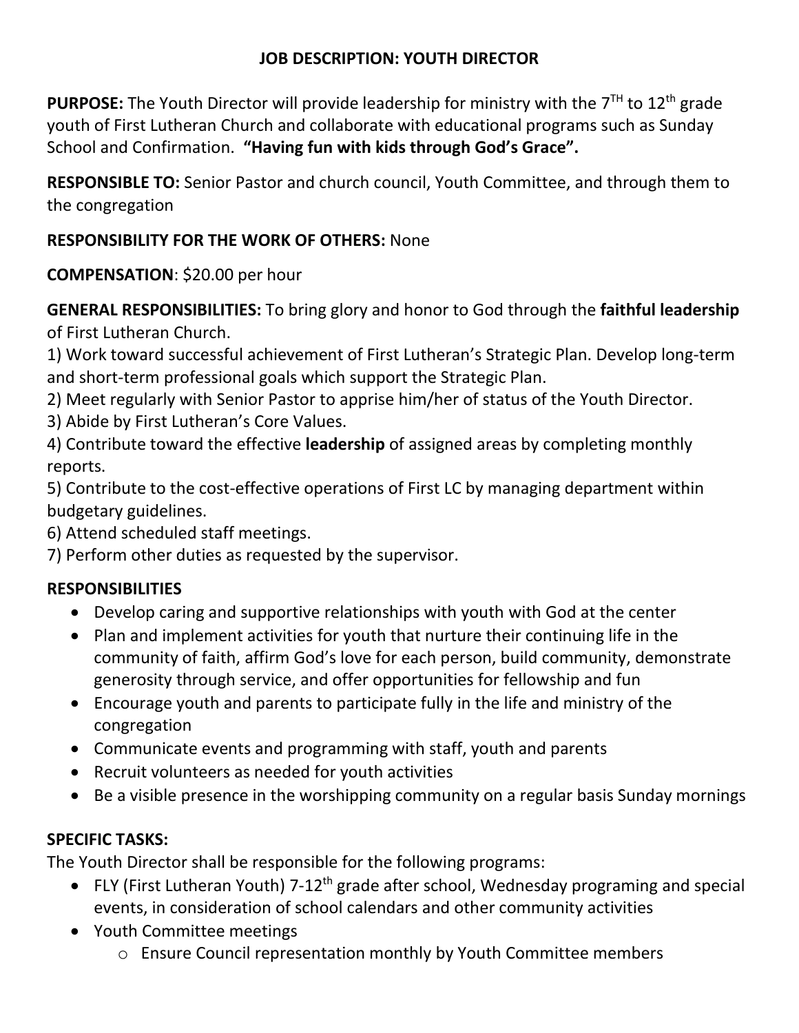# JOB DESCRIPTION: YOUTH DIRECTOR

**PURPOSE:** The Youth Director will provide leadership for ministry with the 7TH to 12th grade youth of First Lutheran Church and collaborate with educational programs such as Sunday School and Confirmation. **"Having fun with kids through God's Grace".**

**RESPONSIBLE TO:** Senior Pastor and church council, Youth Committee, and through them to the congregation

**RESPONSIBILITY FOR THE WORK OF OTHERS:** None

**COMPENSATION**: $20.00 per hour

**GENERAL RESPONSIBILITIES:** To bring glory and honor to God through the **faithful leadership** of First Lutheran Church.

1) Work toward successful achievement of First Lutheran's Strategic Plan. Develop long-term and short-term professional goals which support the Strategic Plan.
2) Meet regularly with Senior Pastor to apprise him/her of status of the Youth Director.
3) Abide by First Lutheran's Core Values.
4) Contribute toward the effective **leadership** of assigned areas by completing monthly reports.
5) Contribute to the cost-effective operations of First LC by managing department within budgetary guidelines.
6) Attend scheduled staff meetings.
7) Perform other duties as requested by the supervisor.

## RESPONSIBILITIES

- Develop caring and supportive relationships with youth with God at the center
- Plan and implement activities for youth that nurture their continuing life in the community of faith, affirm God's love for each person, build community, demonstrate generosity through service, and offer opportunities for fellowship and fun
- Encourage youth and parents to participate fully in the life and ministry of the congregation
- Communicate events and programming with staff, youth and parents
- Recruit volunteers as needed for youth activities
- Be a visible presence in the worshipping community on a regular basis Sunday mornings

## SPECIFIC TASKS:

The Youth Director shall be responsible for the following programs:

- FLY (First Lutheran Youth) 7-12th grade after school, Wednesday programing and special events, in consideration of school calendars and other community activities
- Youth Committee meetings
  - Ensure Council representation monthly by Youth Committee members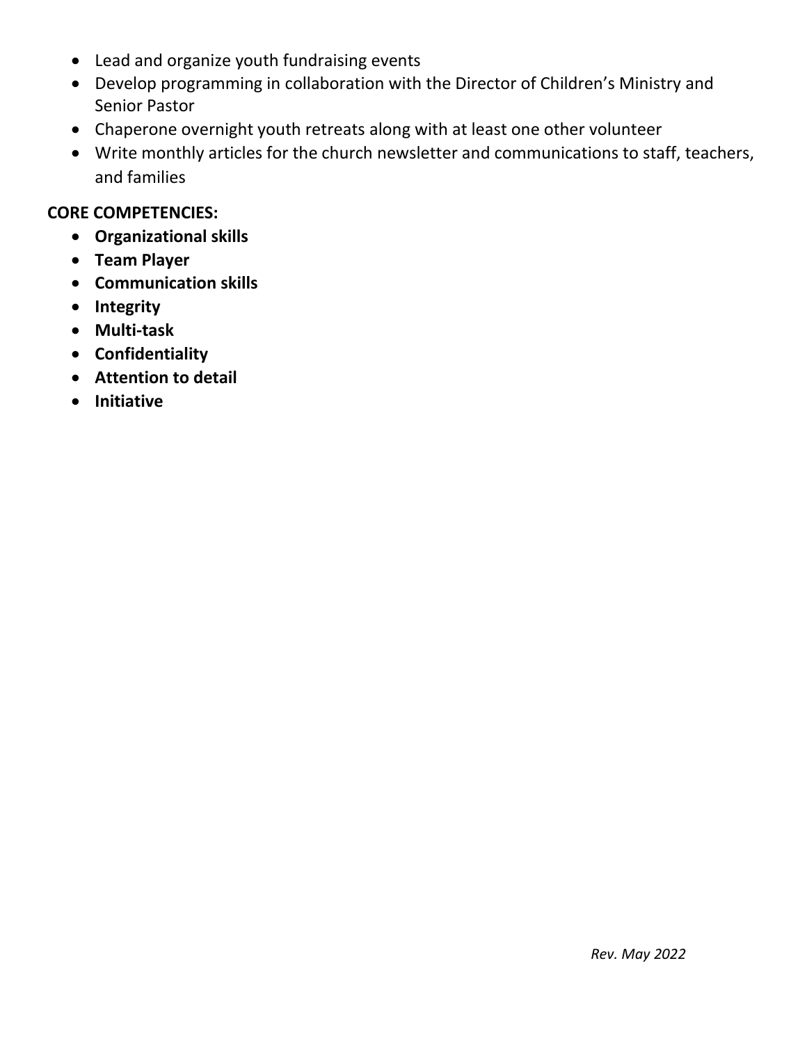- Lead and organize youth fundraising events
- Develop programming in collaboration with the Director of Children's Ministry and Senior Pastor
- Chaperone overnight youth retreats along with at least one other volunteer
- Write monthly articles for the church newsletter and communications to staff, teachers, and families

**CORE COMPETENCIES:**

- **Organizational skills**
- **Team Player**
- **Communication skills**
- **Integrity**
- **Multi-task**
- **Confidentiality**
- **Attention to detail**
- **Initiative**

*Rev. May 2022*